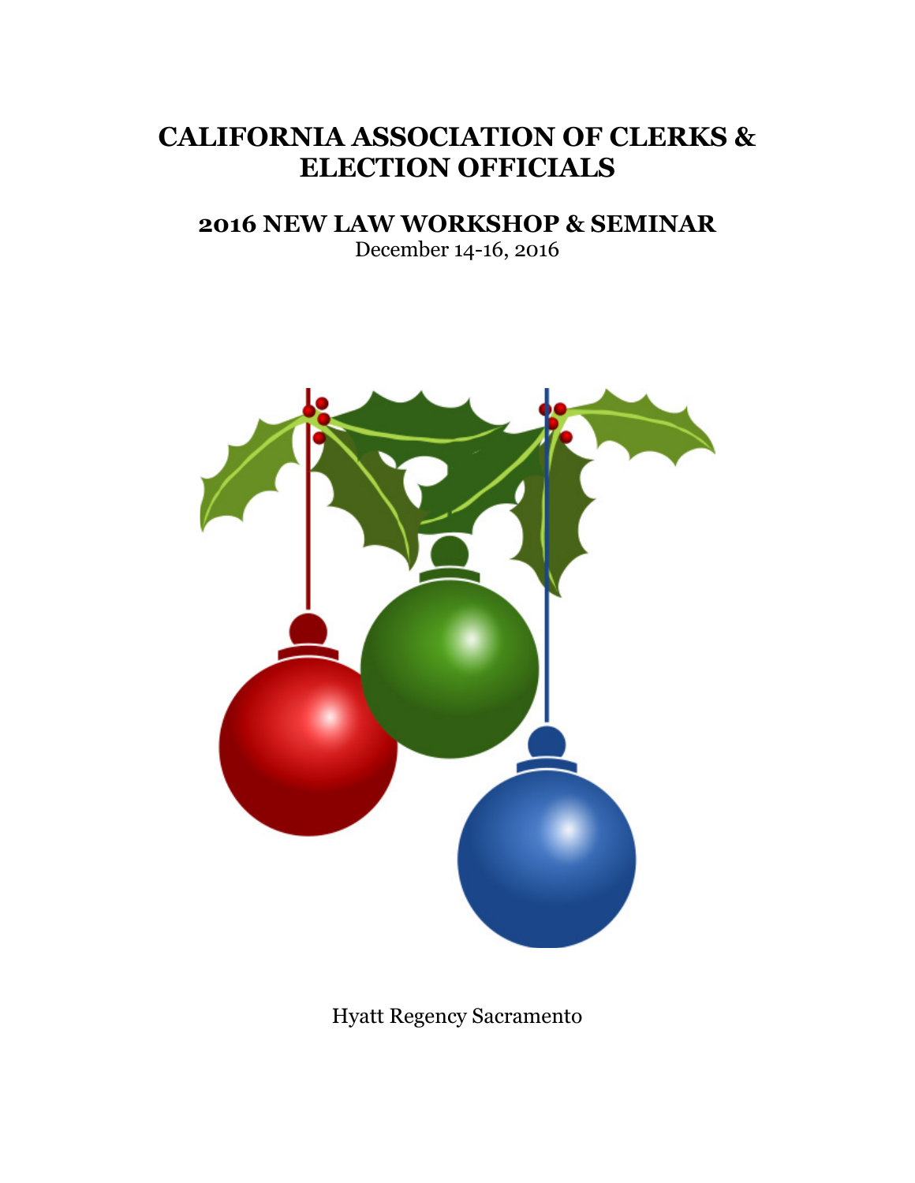# CALIFORNIA ASSOCIATION OF CLERKS & ELECTION OFFICIALS

## 2016 NEW LAW WORKSHOP & SEMINAR

December 14-16, 2016

Hyatt Regency Sacramento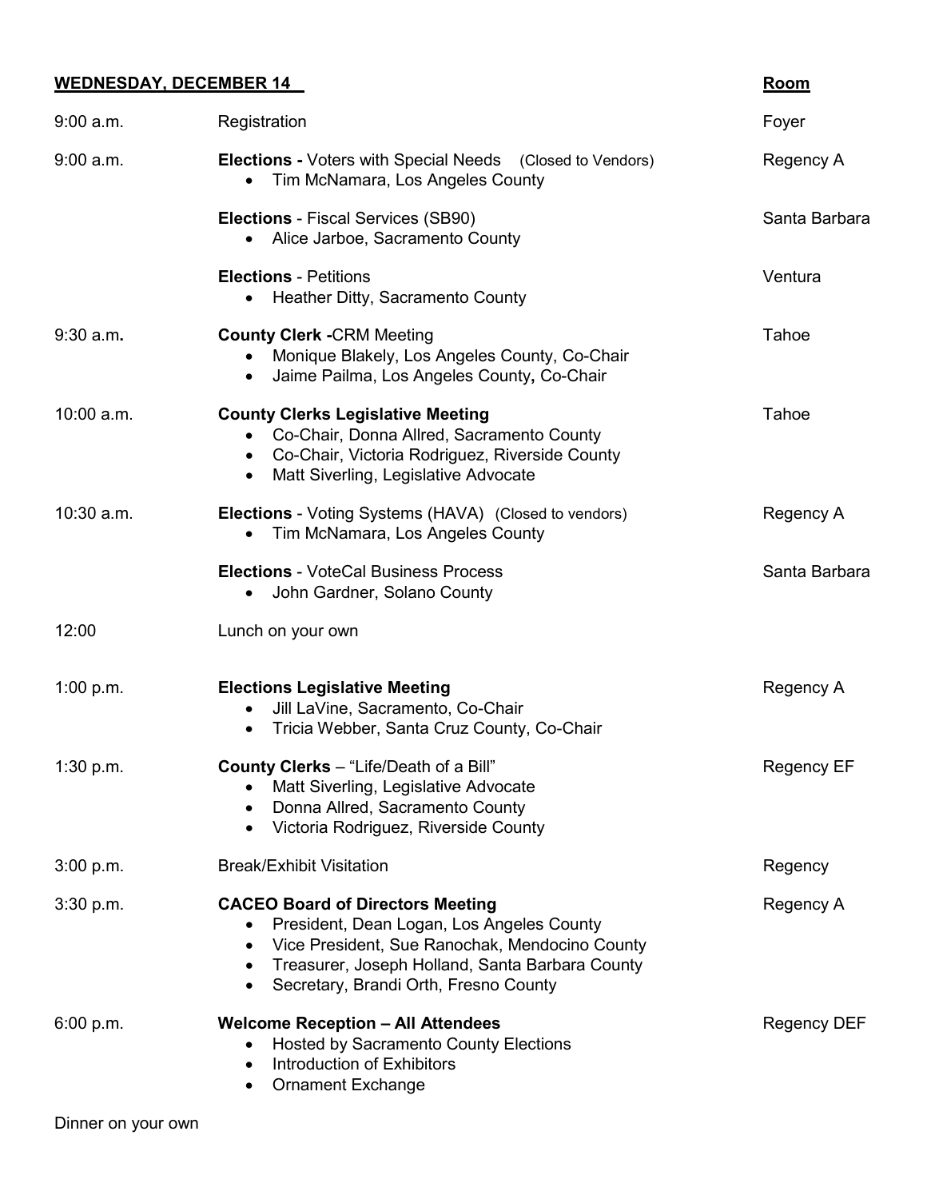| **WEDNESDAY, DECEMBER 14** | | **Room** |
|---|---|---|
| 9:00 a.m. | Registration | Foyer |
| 9:00 a.m. | **Elections -** Voters with Special Needs (Closed to Vendors)<br>• Tim McNamara, Los Angeles County | Regency A |
| | **Elections** - Fiscal Services (SB90)<br>• Alice Jarboe, Sacramento County | Santa Barbara |
| | **Elections** - Petitions<br>• Heather Ditty, Sacramento County | Ventura |
| 9:30 a.m. | **County Clerk -**CRM Meeting<br>• Monique Blakely, Los Angeles County, Co-Chair<br>• Jaime Pailma, Los Angeles County, Co-Chair | Tahoe |
| 10:00 a.m. | **County Clerks Legislative Meeting**<br>• Co-Chair, Donna Allred, Sacramento County<br>• Co-Chair, Victoria Rodriguez, Riverside County<br>• Matt Siverling, Legislative Advocate | Tahoe |
| 10:30 a.m. | **Elections** - Voting Systems (HAVA) (Closed to vendors)<br>• Tim McNamara, Los Angeles County | Regency A |
| | **Elections** - VoteCal Business Process<br>• John Gardner, Solano County | Santa Barbara |
| 12:00 | Lunch on your own | |
| 1:00 p.m. | **Elections Legislative Meeting**<br>• Jill LaVine, Sacramento, Co-Chair<br>• Tricia Webber, Santa Cruz County, Co-Chair | Regency A |
| 1:30 p.m. | **County Clerks** – "Life/Death of a Bill"<br>• Matt Siverling, Legislative Advocate<br>• Donna Allred, Sacramento County<br>• Victoria Rodriguez, Riverside County | Regency EF |
| 3:00 p.m. | Break/Exhibit Visitation | Regency |
| 3:30 p.m. | **CACEO Board of Directors Meeting**<br>• President, Dean Logan, Los Angeles County<br>• Vice President, Sue Ranochak, Mendocino County<br>• Treasurer, Joseph Holland, Santa Barbara County<br>• Secretary, Brandi Orth, Fresno County | Regency A |
| 6:00 p.m. | **Welcome Reception – All Attendees**<br>• Hosted by Sacramento County Elections<br>• Introduction of Exhibitors<br>• Ornament Exchange | Regency DEF |

Dinner on your own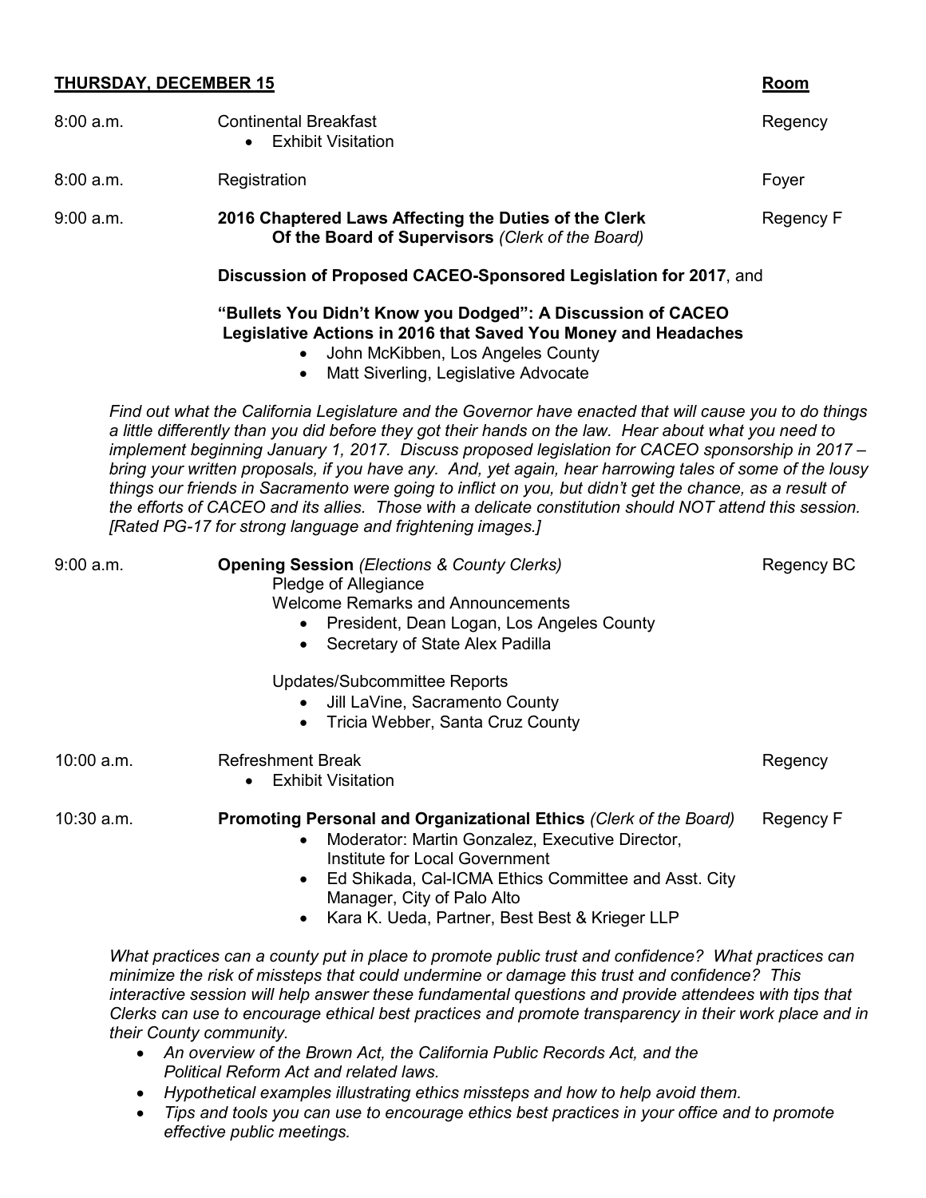**THURSDAY, DECEMBER 15** — **Room**

| Time | Event | Room |
|---|---|---|
| 8:00 a.m. | Continental Breakfast<br>• Exhibit Visitation | Regency |
| 8:00 a.m. | Registration | Foyer |
| 9:00 a.m. | **2016 Chaptered Laws Affecting the Duties of the Clerk Of the Board of Supervisors** *(Clerk of the Board)* | Regency F |

**Discussion of Proposed CACEO-Sponsored Legislation for 2017**, and

**"Bullets You Didn't Know you Dodged": A Discussion of CACEO Legislative Actions in 2016 that Saved You Money and Headaches**

- John McKibben, Los Angeles County
- Matt Siverling, Legislative Advocate

*Find out what the California Legislature and the Governor have enacted that will cause you to do things a little differently than you did before they got their hands on the law. Hear about what you need to implement beginning January 1, 2017. Discuss proposed legislation for CACEO sponsorship in 2017 – bring your written proposals, if you have any. And, yet again, hear harrowing tales of some of the lousy things our friends in Sacramento were going to inflict on you, but didn't get the chance, as a result of the efforts of CACEO and its allies. Those with a delicate constitution should NOT attend this session. [Rated PG-17 for strong language and frightening images.]*

| Time | Event | Room |
|---|---|---|
| 9:00 a.m. | **Opening Session** *(Elections & County Clerks)* | Regency BC |

Pledge of Allegiance

Welcome Remarks and Announcements

- President, Dean Logan, Los Angeles County
- Secretary of State Alex Padilla

Updates/Subcommittee Reports

- Jill LaVine, Sacramento County
- Tricia Webber, Santa Cruz County

| Time | Event | Room |
|---|---|---|
| 10:00 a.m. | Refreshment Break<br>• Exhibit Visitation | Regency |
| 10:30 a.m. | **Promoting Personal and Organizational Ethics** *(Clerk of the Board)* | Regency F |

- Moderator: Martin Gonzalez, Executive Director, Institute for Local Government
- Ed Shikada, Cal-ICMA Ethics Committee and Asst. City Manager, City of Palo Alto
- Kara K. Ueda, Partner, Best Best & Krieger LLP

*What practices can a county put in place to promote public trust and confidence? What practices can minimize the risk of missteps that could undermine or damage this trust and confidence? This interactive session will help answer these fundamental questions and provide attendees with tips that Clerks can use to encourage ethical best practices and promote transparency in their work place and in their County community.*

- *An overview of the Brown Act, the California Public Records Act, and the Political Reform Act and related laws.*
- *Hypothetical examples illustrating ethics missteps and how to help avoid them.*
- *Tips and tools you can use to encourage ethics best practices in your office and to promote effective public meetings.*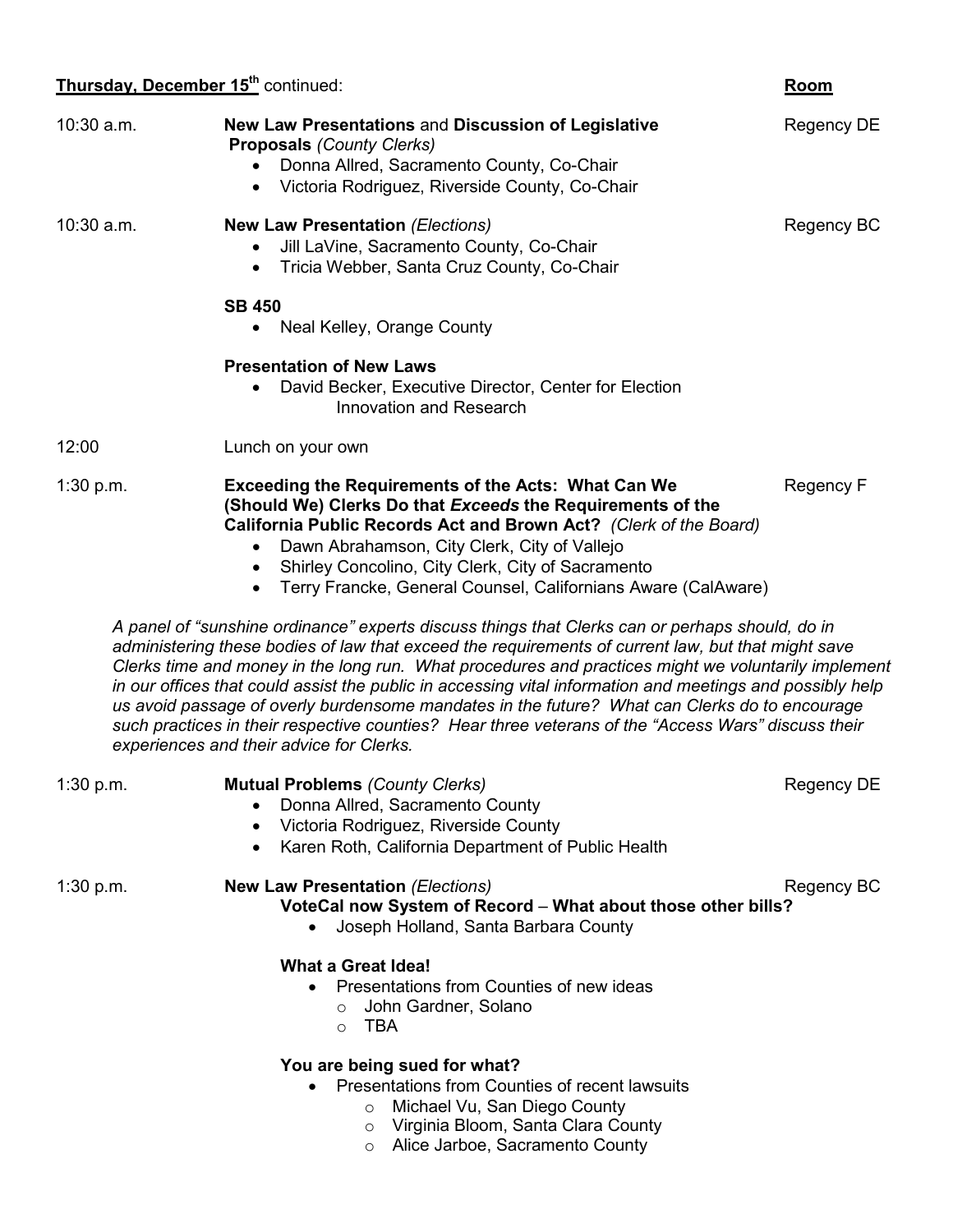**Thursday, December 15th continued:** **Room**

| | | |
|---|---|---|
| 10:30 a.m. | **New Law Presentations** and **Discussion of Legislative Proposals** *(County Clerks)*<br>• Donna Allred, Sacramento County, Co-Chair<br>• Victoria Rodriguez, Riverside County, Co-Chair | Regency DE |
| 10:30 a.m. | **New Law Presentation** *(Elections)*<br>• Jill LaVine, Sacramento County, Co-Chair<br>• Tricia Webber, Santa Cruz County, Co-Chair<br><br>**SB 450**<br>• Neal Kelley, Orange County<br><br>**Presentation of New Laws**<br>• David Becker, Executive Director, Center for Election Innovation and Research | Regency BC |
| 12:00 | Lunch on your own | |
| 1:30 p.m. | **Exceeding the Requirements of the Acts: What Can We (Should We) Clerks Do that *Exceeds* the Requirements of the California Public Records Act and Brown Act?** *(Clerk of the Board)*<br>• Dawn Abrahamson, City Clerk, City of Vallejo<br>• Shirley Concolino, City Clerk, City of Sacramento<br>• Terry Francke, General Counsel, Californians Aware (CalAware) | Regency F |

*A panel of "sunshine ordinance" experts discuss things that Clerks can or perhaps should, do in administering these bodies of law that exceed the requirements of current law, but that might save Clerks time and money in the long run. What procedures and practices might we voluntarily implement in our offices that could assist the public in accessing vital information and meetings and possibly help us avoid passage of overly burdensome mandates in the future? What can Clerks do to encourage such practices in their respective counties? Hear three veterans of the "Access Wars" discuss their experiences and their advice for Clerks.*

| | | |
|---|---|---|
| 1:30 p.m. | **Mutual Problems** *(County Clerks)*<br>• Donna Allred, Sacramento County<br>• Victoria Rodriguez, Riverside County<br>• Karen Roth, California Department of Public Health | Regency DE |
| 1:30 p.m. | **New Law Presentation** *(Elections)*<br>**VoteCal now System of Record** – **What about those other bills?**<br>• Joseph Holland, Santa Barbara County<br><br>**What a Great Idea!**<br>• Presentations from Counties of new ideas<br>  ○ John Gardner, Solano<br>  ○ TBA<br><br>**You are being sued for what?**<br>• Presentations from Counties of recent lawsuits<br>  ○ Michael Vu, San Diego County<br>  ○ Virginia Bloom, Santa Clara County<br>  ○ Alice Jarboe, Sacramento County | Regency BC |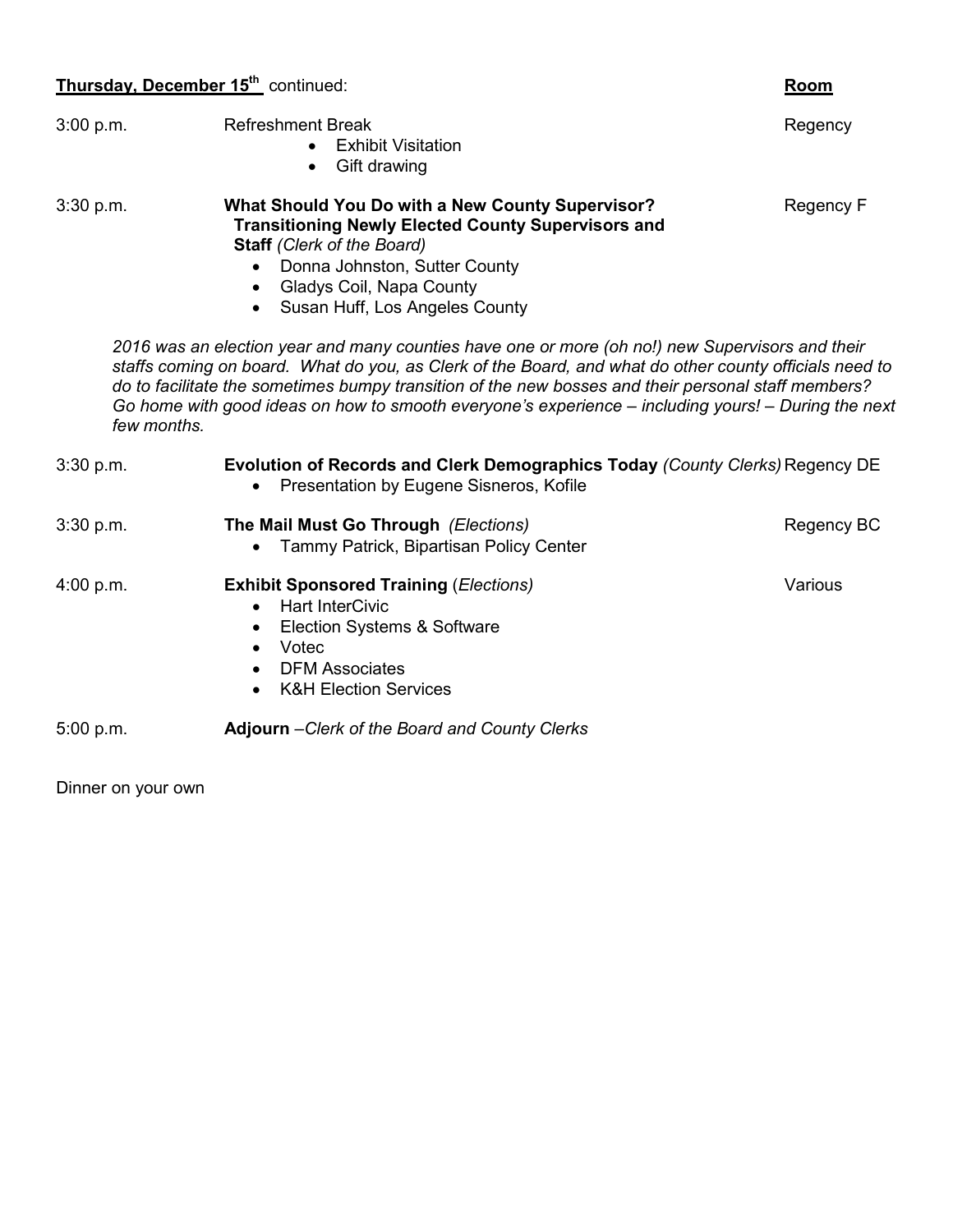**Thursday, December 15th continued:** **Room**

| Time | Session | Room |
|---|---|---|
| 3:00 p.m. | Refreshment Break<br>• Exhibit Visitation<br>• Gift drawing | Regency |
| 3:30 p.m. | **What Should You Do with a New County Supervisor? Transitioning Newly Elected County Supervisors and Staff** *(Clerk of the Board)*<br>• Donna Johnston, Sutter County<br>• Gladys Coil, Napa County<br>• Susan Huff, Los Angeles County | Regency F |

*2016 was an election year and many counties have one or more (oh no!) new Supervisors and their staffs coming on board. What do you, as Clerk of the Board, and what do other county officials need to do to facilitate the sometimes bumpy transition of the new bosses and their personal staff members? Go home with good ideas on how to smooth everyone's experience – including yours! – During the next few months.*

| Time | Session | Room |
|---|---|---|
| 3:30 p.m. | **Evolution of Records and Clerk Demographics Today** *(County Clerks)*<br>• Presentation by Eugene Sisneros, Kofile | Regency DE |
| 3:30 p.m. | **The Mail Must Go Through** *(Elections)*<br>• Tammy Patrick, Bipartisan Policy Center | Regency BC |
| 4:00 p.m. | **Exhibit Sponsored Training** (*Elections)*<br>• Hart InterCivic<br>• Election Systems & Software<br>• Votec<br>• DFM Associates<br>• K&H Election Services | Various |
| 5:00 p.m. | **Adjourn** –*Clerk of the Board and County Clerks* | |

Dinner on your own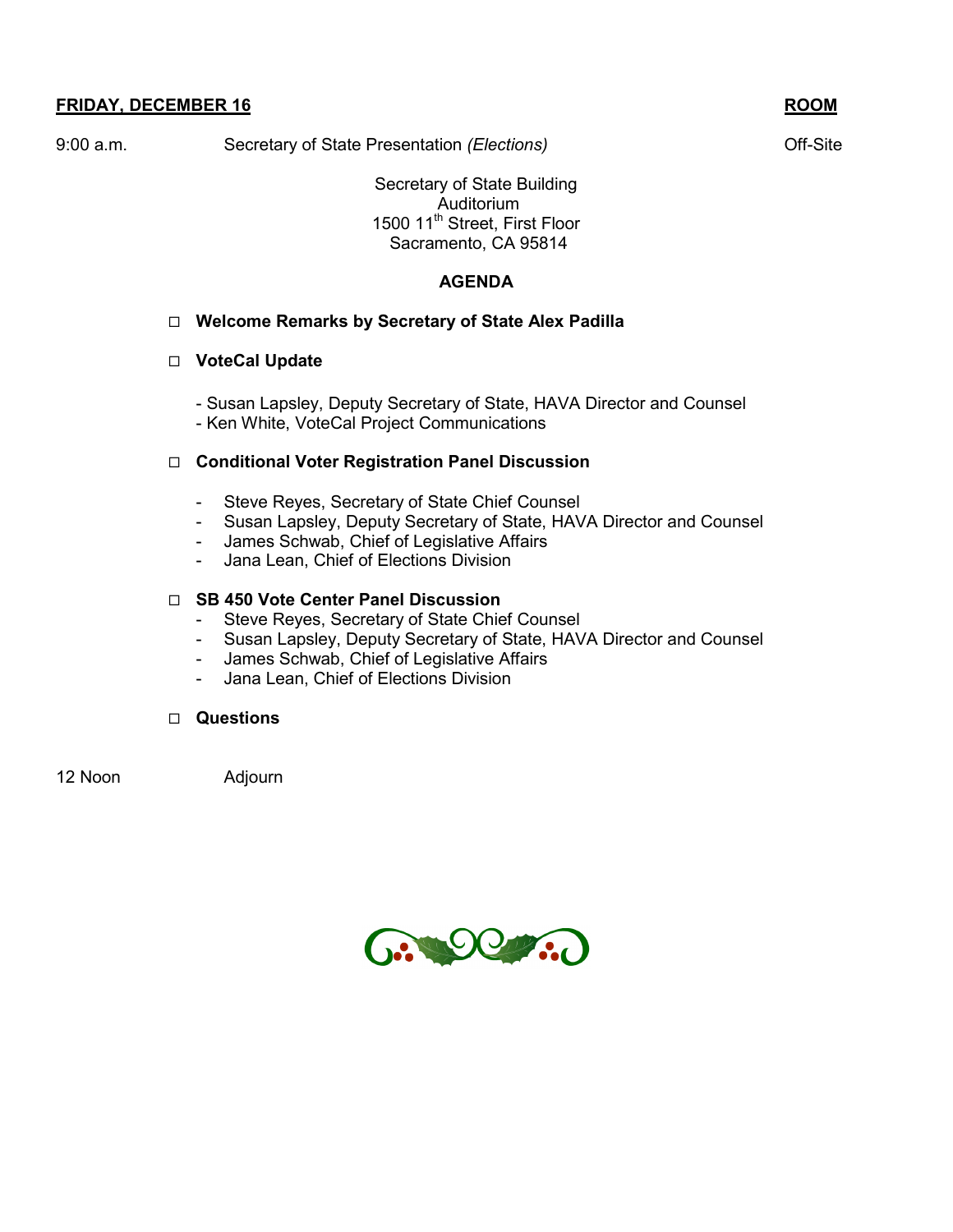**FRIDAY, DECEMBER 16** **ROOM**

9:00 a.m. Secretary of State Presentation *(Elections)* Off-Site

Secretary of State Building
Auditorium
1500 11th Street, First Floor
Sacramento, CA 95814

**AGENDA**

- **Welcome Remarks by Secretary of State Alex Padilla**

- **VoteCal Update**

  - Susan Lapsley, Deputy Secretary of State, HAVA Director and Counsel
  - Ken White, VoteCal Project Communications

- **Conditional Voter Registration Panel Discussion**

  - Steve Reyes, Secretary of State Chief Counsel
  - Susan Lapsley, Deputy Secretary of State, HAVA Director and Counsel
  - James Schwab, Chief of Legislative Affairs
  - Jana Lean, Chief of Elections Division

- **SB 450 Vote Center Panel Discussion**
  - Steve Reyes, Secretary of State Chief Counsel
  - Susan Lapsley, Deputy Secretary of State, HAVA Director and Counsel
  - James Schwab, Chief of Legislative Affairs
  - Jana Lean, Chief of Elections Division

- **Questions**

12 Noon Adjourn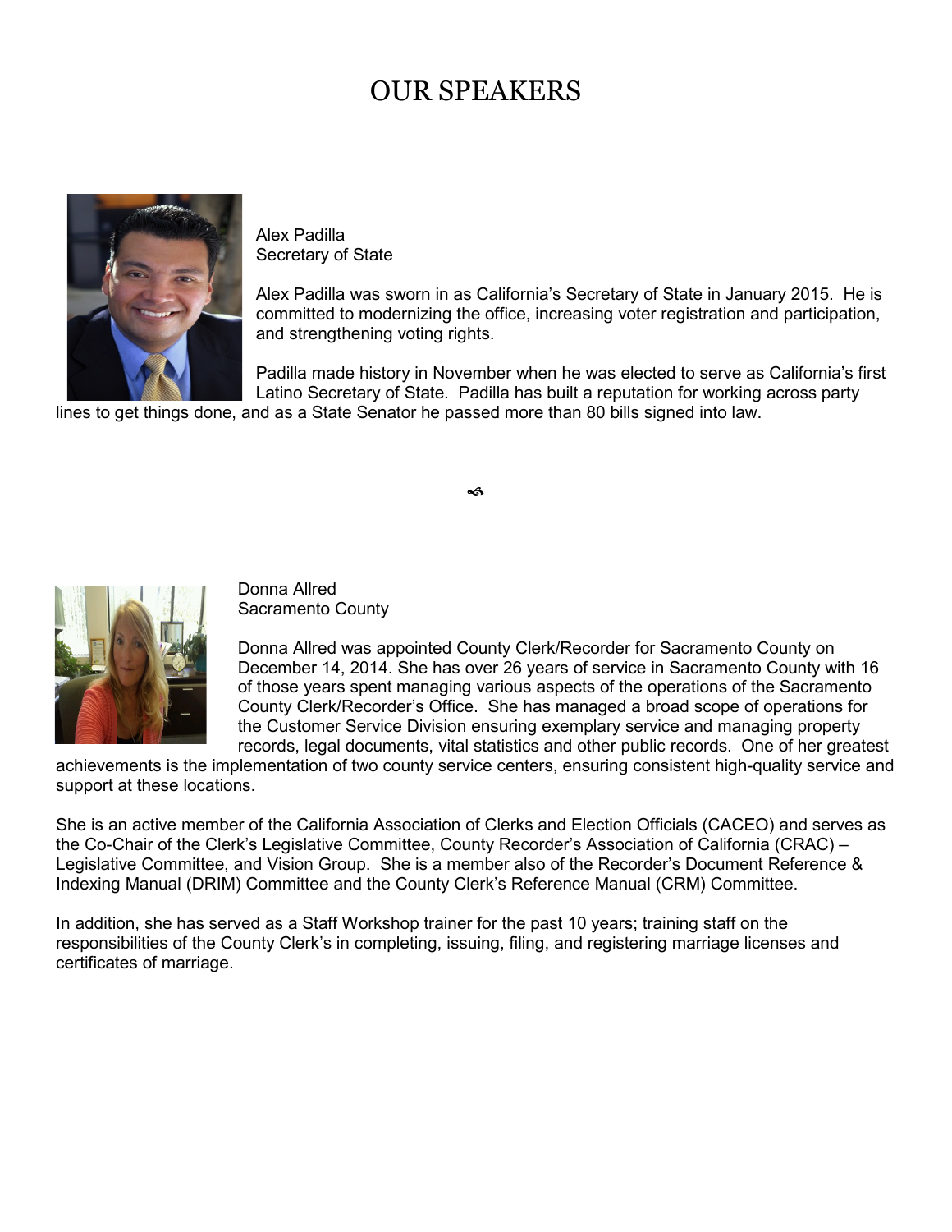# OUR SPEAKERS

Alex Padilla
Secretary of State

Alex Padilla was sworn in as California's Secretary of State in January 2015. He is committed to modernizing the office, increasing voter registration and participation, and strengthening voting rights.

Padilla made history in November when he was elected to serve as California's first Latino Secretary of State. Padilla has built a reputation for working across party lines to get things done, and as a State Senator he passed more than 80 bills signed into law.

---

Donna Allred
Sacramento County

Donna Allred was appointed County Clerk/Recorder for Sacramento County on December 14, 2014. She has over 26 years of service in Sacramento County with 16 of those years spent managing various aspects of the operations of the Sacramento County Clerk/Recorder's Office. She has managed a broad scope of operations for the Customer Service Division ensuring exemplary service and managing property records, legal documents, vital statistics and other public records. One of her greatest achievements is the implementation of two county service centers, ensuring consistent high-quality service and support at these locations.

She is an active member of the California Association of Clerks and Election Officials (CACEO) and serves as the Co-Chair of the Clerk's Legislative Committee, County Recorder's Association of California (CRAC) – Legislative Committee, and Vision Group. She is a member also of the Recorder's Document Reference & Indexing Manual (DRIM) Committee and the County Clerk's Reference Manual (CRM) Committee.

In addition, she has served as a Staff Workshop trainer for the past 10 years; training staff on the responsibilities of the County Clerk's in completing, issuing, filing, and registering marriage licenses and certificates of marriage.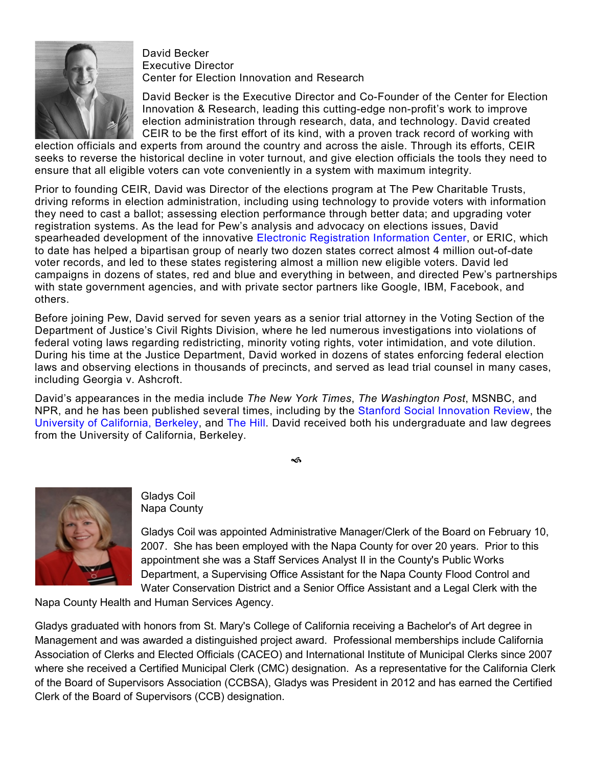David Becker
Executive Director
Center for Election Innovation and Research

David Becker is the Executive Director and Co-Founder of the Center for Election Innovation & Research, leading this cutting-edge non-profit's work to improve election administration through research, data, and technology. David created CEIR to be the first effort of its kind, with a proven track record of working with election officials and experts from around the country and across the aisle. Through its efforts, CEIR seeks to reverse the historical decline in voter turnout, and give election officials the tools they need to ensure that all eligible voters can vote conveniently in a system with maximum integrity.

Prior to founding CEIR, David was Director of the elections program at The Pew Charitable Trusts, driving reforms in election administration, including using technology to provide voters with information they need to cast a ballot; assessing election performance through better data; and upgrading voter registration systems. As the lead for Pew's analysis and advocacy on elections issues, David spearheaded development of the innovative Electronic Registration Information Center, or ERIC, which to date has helped a bipartisan group of nearly two dozen states correct almost 4 million out-of-date voter records, and led to these states registering almost a million new eligible voters. David led campaigns in dozens of states, red and blue and everything in between, and directed Pew's partnerships with state government agencies, and with private sector partners like Google, IBM, Facebook, and others.

Before joining Pew, David served for seven years as a senior trial attorney in the Voting Section of the Department of Justice's Civil Rights Division, where he led numerous investigations into violations of federal voting laws regarding redistricting, minority voting rights, voter intimidation, and vote dilution. During his time at the Justice Department, David worked in dozens of states enforcing federal election laws and observing elections in thousands of precincts, and served as lead trial counsel in many cases, including Georgia v. Ashcroft.

David's appearances in the media include *The New York Times*, *The Washington Post*, MSNBC, and NPR, and he has been published several times, including by the Stanford Social Innovation Review, the University of California, Berkeley, and The Hill. David received both his undergraduate and law degrees from the University of California, Berkeley.

---

Gladys Coil
Napa County

Gladys Coil was appointed Administrative Manager/Clerk of the Board on February 10, 2007. She has been employed with the Napa County for over 20 years. Prior to this appointment she was a Staff Services Analyst II in the County's Public Works Department, a Supervising Office Assistant for the Napa County Flood Control and Water Conservation District and a Senior Office Assistant and a Legal Clerk with the Napa County Health and Human Services Agency.

Gladys graduated with honors from St. Mary's College of California receiving a Bachelor's of Art degree in Management and was awarded a distinguished project award. Professional memberships include California Association of Clerks and Elected Officials (CACEO) and International Institute of Municipal Clerks since 2007 where she received a Certified Municipal Clerk (CMC) designation. As a representative for the California Clerk of the Board of Supervisors Association (CCBSA), Gladys was President in 2012 and has earned the Certified Clerk of the Board of Supervisors (CCB) designation.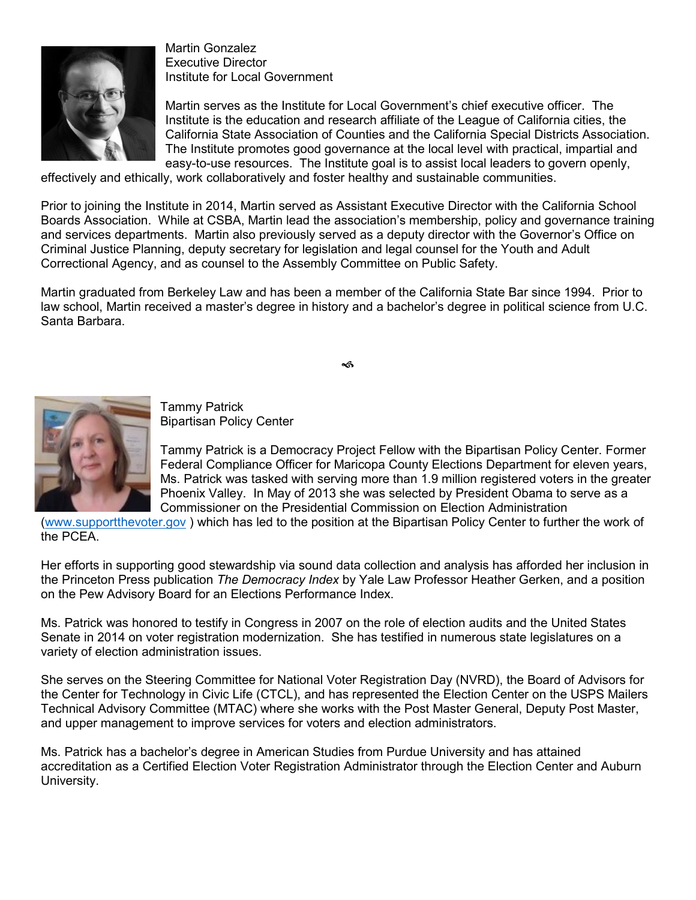Martin Gonzalez
Executive Director
Institute for Local Government

Martin serves as the Institute for Local Government's chief executive officer. The Institute is the education and research affiliate of the League of California cities, the California State Association of Counties and the California Special Districts Association. The Institute promotes good governance at the local level with practical, impartial and easy-to-use resources. The Institute goal is to assist local leaders to govern openly, effectively and ethically, work collaboratively and foster healthy and sustainable communities.

Prior to joining the Institute in 2014, Martin served as Assistant Executive Director with the California School Boards Association. While at CSBA, Martin lead the association's membership, policy and governance training and services departments. Martin also previously served as a deputy director with the Governor's Office on Criminal Justice Planning, deputy secretary for legislation and legal counsel for the Youth and Adult Correctional Agency, and as counsel to the Assembly Committee on Public Safety.

Martin graduated from Berkeley Law and has been a member of the California State Bar since 1994. Prior to law school, Martin received a master's degree in history and a bachelor's degree in political science from U.C. Santa Barbara.

Tammy Patrick
Bipartisan Policy Center

Tammy Patrick is a Democracy Project Fellow with the Bipartisan Policy Center. Former Federal Compliance Officer for Maricopa County Elections Department for eleven years, Ms. Patrick was tasked with serving more than 1.9 million registered voters in the greater Phoenix Valley. In May of 2013 she was selected by President Obama to serve as a Commissioner on the Presidential Commission on Election Administration (www.supportthevoter.gov ) which has led to the position at the Bipartisan Policy Center to further the work of the PCEA.

Her efforts in supporting good stewardship via sound data collection and analysis has afforded her inclusion in the Princeton Press publication *The Democracy Index* by Yale Law Professor Heather Gerken, and a position on the Pew Advisory Board for an Elections Performance Index.

Ms. Patrick was honored to testify in Congress in 2007 on the role of election audits and the United States Senate in 2014 on voter registration modernization. She has testified in numerous state legislatures on a variety of election administration issues.

She serves on the Steering Committee for National Voter Registration Day (NVRD), the Board of Advisors for the Center for Technology in Civic Life (CTCL), and has represented the Election Center on the USPS Mailers Technical Advisory Committee (MTAC) where she works with the Post Master General, Deputy Post Master, and upper management to improve services for voters and election administrators.

Ms. Patrick has a bachelor's degree in American Studies from Purdue University and has attained accreditation as a Certified Election Voter Registration Administrator through the Election Center and Auburn University.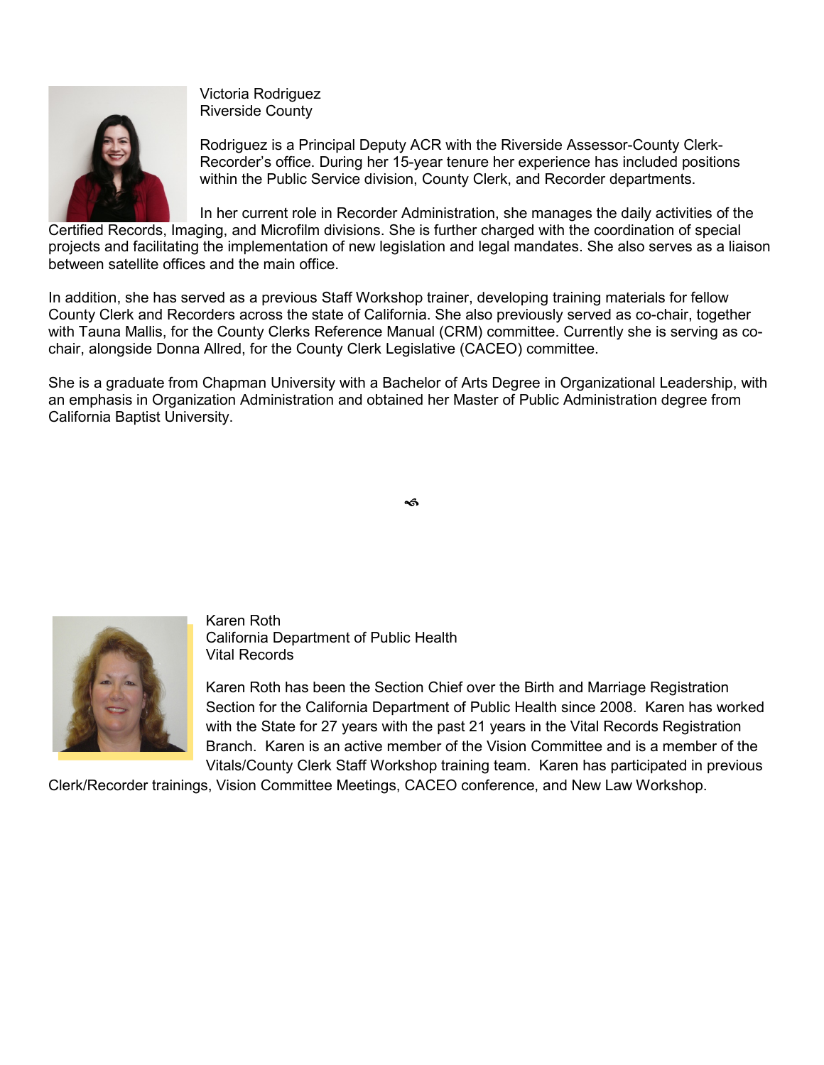Victoria Rodriguez
Riverside County

Rodriguez is a Principal Deputy ACR with the Riverside Assessor-County Clerk-Recorder's office. During her 15-year tenure her experience has included positions within the Public Service division, County Clerk, and Recorder departments.

In her current role in Recorder Administration, she manages the daily activities of the Certified Records, Imaging, and Microfilm divisions. She is further charged with the coordination of special projects and facilitating the implementation of new legislation and legal mandates. She also serves as a liaison between satellite offices and the main office.

In addition, she has served as a previous Staff Workshop trainer, developing training materials for fellow County Clerk and Recorders across the state of California. She also previously served as co-chair, together with Tauna Mallis, for the County Clerks Reference Manual (CRM) committee. Currently she is serving as co-chair, alongside Donna Allred, for the County Clerk Legislative (CACEO) committee.

She is a graduate from Chapman University with a Bachelor of Arts Degree in Organizational Leadership, with an emphasis in Organization Administration and obtained her Master of Public Administration degree from California Baptist University.

Karen Roth
California Department of Public Health
Vital Records

Karen Roth has been the Section Chief over the Birth and Marriage Registration Section for the California Department of Public Health since 2008. Karen has worked with the State for 27 years with the past 21 years in the Vital Records Registration Branch. Karen is an active member of the Vision Committee and is a member of the Vitals/County Clerk Staff Workshop training team. Karen has participated in previous Clerk/Recorder trainings, Vision Committee Meetings, CACEO conference, and New Law Workshop.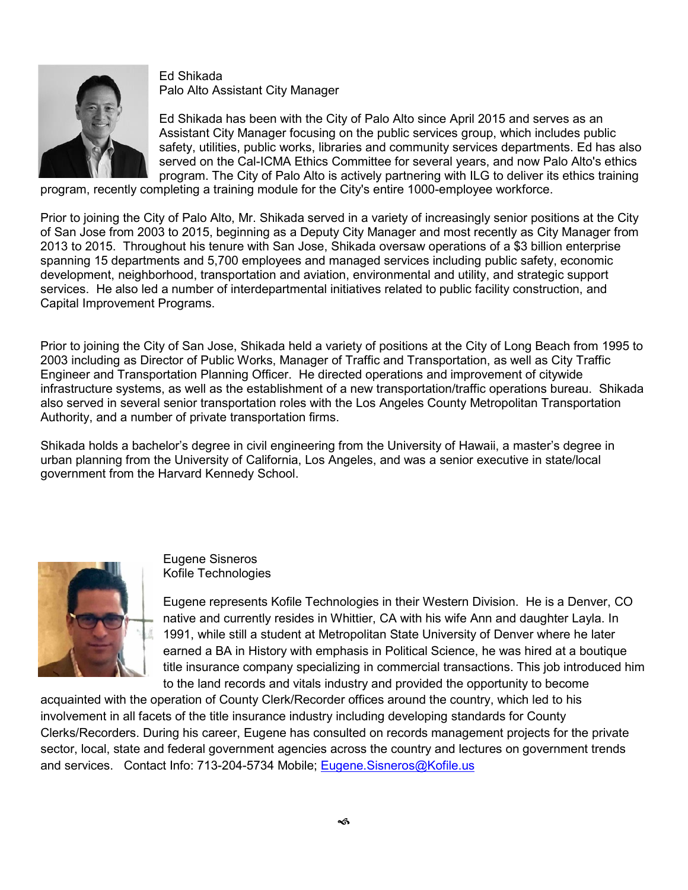Ed Shikada
Palo Alto Assistant City Manager

Ed Shikada has been with the City of Palo Alto since April 2015 and serves as an Assistant City Manager focusing on the public services group, which includes public safety, utilities, public works, libraries and community services departments. Ed has also served on the Cal-ICMA Ethics Committee for several years, and now Palo Alto's ethics program. The City of Palo Alto is actively partnering with ILG to deliver its ethics training program, recently completing a training module for the City's entire 1000-employee workforce.

Prior to joining the City of Palo Alto, Mr. Shikada served in a variety of increasingly senior positions at the City of San Jose from 2003 to 2015, beginning as a Deputy City Manager and most recently as City Manager from 2013 to 2015. Throughout his tenure with San Jose, Shikada oversaw operations of a $3 billion enterprise spanning 15 departments and 5,700 employees and managed services including public safety, economic development, neighborhood, transportation and aviation, environmental and utility, and strategic support services. He also led a number of interdepartmental initiatives related to public facility construction, and Capital Improvement Programs.

Prior to joining the City of San Jose, Shikada held a variety of positions at the City of Long Beach from 1995 to 2003 including as Director of Public Works, Manager of Traffic and Transportation, as well as City Traffic Engineer and Transportation Planning Officer. He directed operations and improvement of citywide infrastructure systems, as well as the establishment of a new transportation/traffic operations bureau. Shikada also served in several senior transportation roles with the Los Angeles County Metropolitan Transportation Authority, and a number of private transportation firms.

Shikada holds a bachelor's degree in civil engineering from the University of Hawaii, a master's degree in urban planning from the University of California, Los Angeles, and was a senior executive in state/local government from the Harvard Kennedy School.

Eugene Sisneros
Kofile Technologies

Eugene represents Kofile Technologies in their Western Division. He is a Denver, CO native and currently resides in Whittier, CA with his wife Ann and daughter Layla. In 1991, while still a student at Metropolitan State University of Denver where he later earned a BA in History with emphasis in Political Science, he was hired at a boutique title insurance company specializing in commercial transactions. This job introduced him to the land records and vitals industry and provided the opportunity to become acquainted with the operation of County Clerk/Recorder offices around the country, which led to his involvement in all facets of the title insurance industry including developing standards for County Clerks/Recorders. During his career, Eugene has consulted on records management projects for the private sector, local, state and federal government agencies across the country and lectures on government trends and services. Contact Info: 713-204-5734 Mobile; Eugene.Sisneros@Kofile.us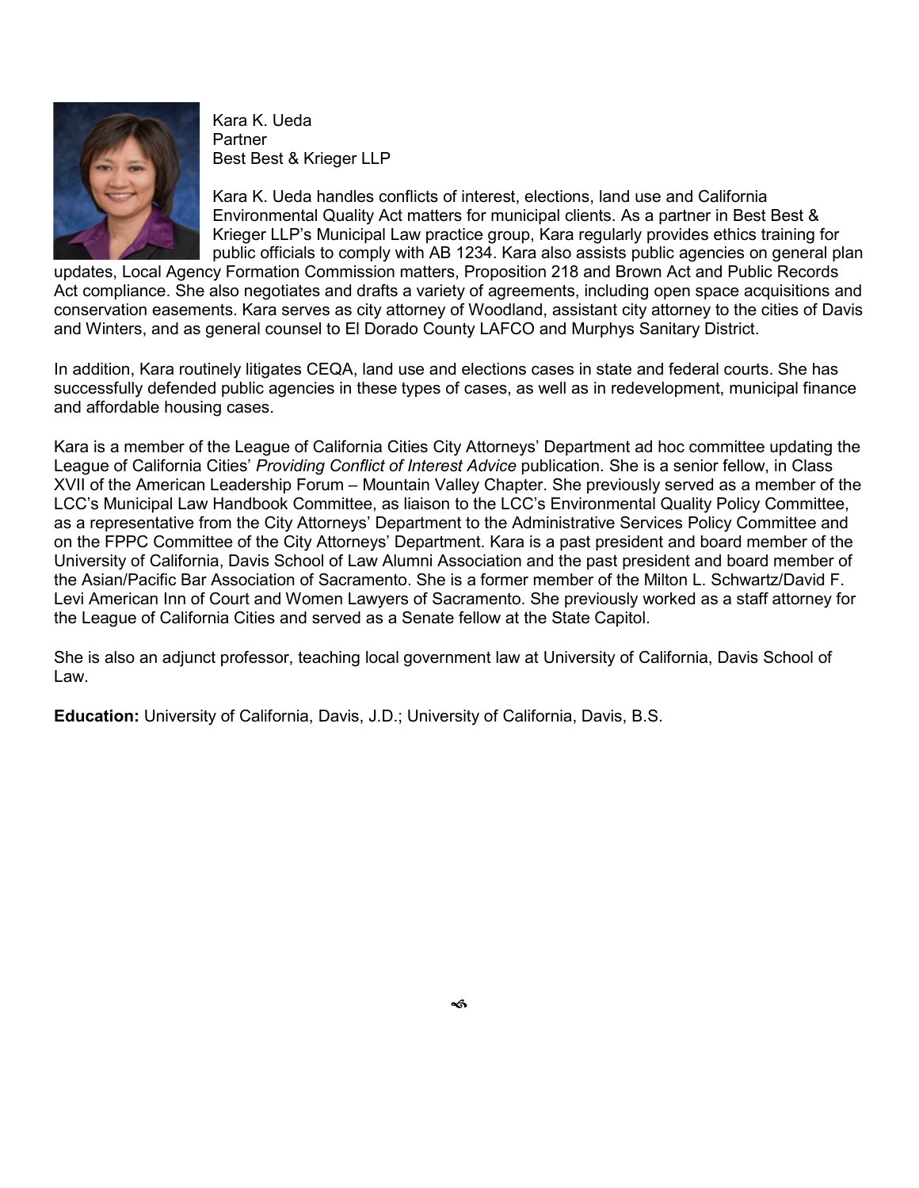Kara K. Ueda
Partner
Best Best & Krieger LLP

Kara K. Ueda handles conflicts of interest, elections, land use and California Environmental Quality Act matters for municipal clients. As a partner in Best Best & Krieger LLP's Municipal Law practice group, Kara regularly provides ethics training for public officials to comply with AB 1234. Kara also assists public agencies on general plan updates, Local Agency Formation Commission matters, Proposition 218 and Brown Act and Public Records Act compliance. She also negotiates and drafts a variety of agreements, including open space acquisitions and conservation easements. Kara serves as city attorney of Woodland, assistant city attorney to the cities of Davis and Winters, and as general counsel to El Dorado County LAFCO and Murphys Sanitary District.

In addition, Kara routinely litigates CEQA, land use and elections cases in state and federal courts. She has successfully defended public agencies in these types of cases, as well as in redevelopment, municipal finance and affordable housing cases.

Kara is a member of the League of California Cities City Attorneys' Department ad hoc committee updating the League of California Cities' *Providing Conflict of Interest Advice* publication. She is a senior fellow, in Class XVII of the American Leadership Forum – Mountain Valley Chapter. She previously served as a member of the LCC's Municipal Law Handbook Committee, as liaison to the LCC's Environmental Quality Policy Committee, as a representative from the City Attorneys' Department to the Administrative Services Policy Committee and on the FPPC Committee of the City Attorneys' Department. Kara is a past president and board member of the University of California, Davis School of Law Alumni Association and the past president and board member of the Asian/Pacific Bar Association of Sacramento. She is a former member of the Milton L. Schwartz/David F. Levi American Inn of Court and Women Lawyers of Sacramento. She previously worked as a staff attorney for the League of California Cities and served as a Senate fellow at the State Capitol.

She is also an adjunct professor, teaching local government law at University of California, Davis School of Law.

**Education:** University of California, Davis, J.D.; University of California, Davis, B.S.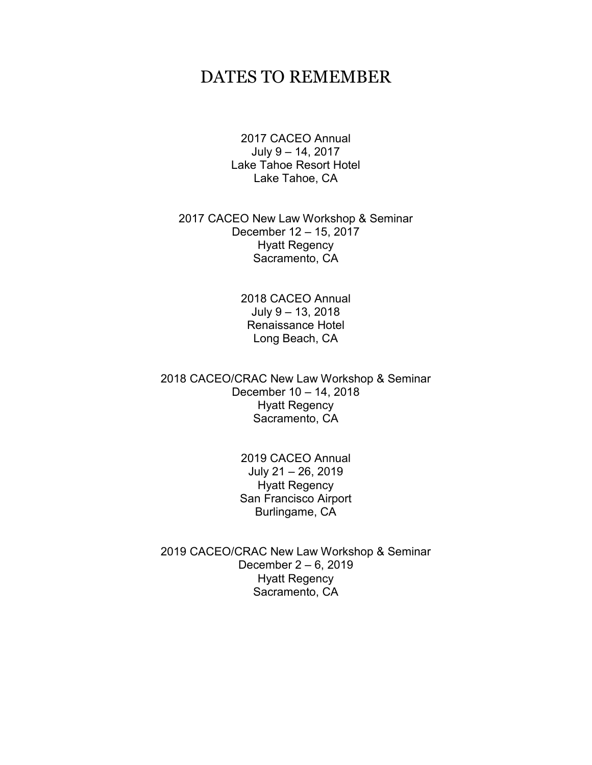# DATES TO REMEMBER

2017 CACEO Annual
July 9 – 14, 2017
Lake Tahoe Resort Hotel
Lake Tahoe, CA

2017 CACEO New Law Workshop & Seminar
December 12 – 15, 2017
Hyatt Regency
Sacramento, CA

2018 CACEO Annual
July 9 – 13, 2018
Renaissance Hotel
Long Beach, CA

2018 CACEO/CRAC New Law Workshop & Seminar
December 10 – 14, 2018
Hyatt Regency
Sacramento, CA

2019 CACEO Annual
July 21 – 26, 2019
Hyatt Regency
San Francisco Airport
Burlingame, CA

2019 CACEO/CRAC New Law Workshop & Seminar
December 2 – 6, 2019
Hyatt Regency
Sacramento, CA